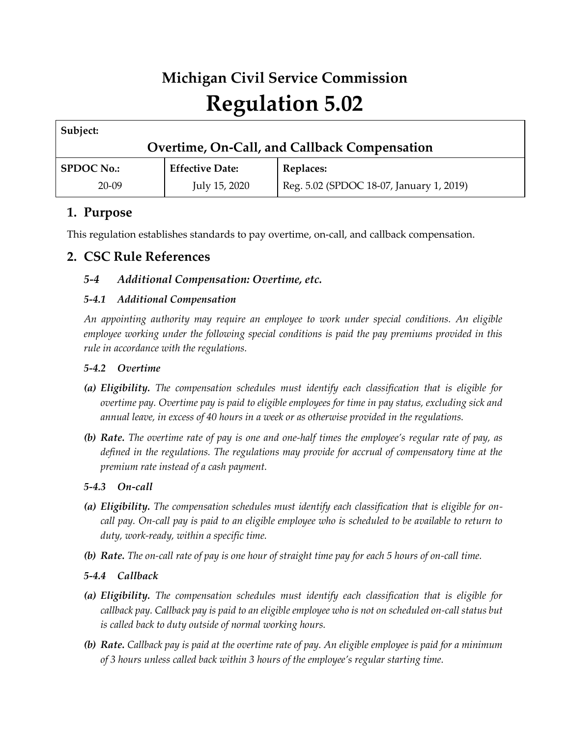# Michigan Civil Service Commission

# Regulation 5.02

| Subject: | | |
|---|---|---|
| **Overtime, On-Call, and Callback Compensation** | | |
| **SPDOC No.:** | **Effective Date:** | **Replaces:** |
| 20-09 | July 15, 2020 | Reg. 5.02 (SPDOC 18-07, January 1, 2019) |

## 1. Purpose

This regulation establishes standards to pay overtime, on-call, and callback compensation.

## 2. CSC Rule References

### *5-4 Additional Compensation: Overtime, etc.*

#### *5-4.1 Additional Compensation*

*An appointing authority may require an employee to work under special conditions. An eligible employee working under the following special conditions is paid the pay premiums provided in this rule in accordance with the regulations.*

#### *5-4.2 Overtime*

*(a) **Eligibility.** The compensation schedules must identify each classification that is eligible for overtime pay. Overtime pay is paid to eligible employees for time in pay status, excluding sick and annual leave, in excess of 40 hours in a week or as otherwise provided in the regulations.*

*(b) **Rate.** The overtime rate of pay is one and one-half times the employee's regular rate of pay, as defined in the regulations. The regulations may provide for accrual of compensatory time at the premium rate instead of a cash payment.*

#### *5-4.3 On-call*

*(a) **Eligibility.** The compensation schedules must identify each classification that is eligible for on-call pay. On-call pay is paid to an eligible employee who is scheduled to be available to return to duty, work-ready, within a specific time.*

*(b) **Rate.** The on-call rate of pay is one hour of straight time pay for each 5 hours of on-call time.*

#### *5-4.4 Callback*

*(a) **Eligibility.** The compensation schedules must identify each classification that is eligible for callback pay. Callback pay is paid to an eligible employee who is not on scheduled on-call status but is called back to duty outside of normal working hours.*

*(b) **Rate.** Callback pay is paid at the overtime rate of pay. An eligible employee is paid for a minimum of 3 hours unless called back within 3 hours of the employee's regular starting time.*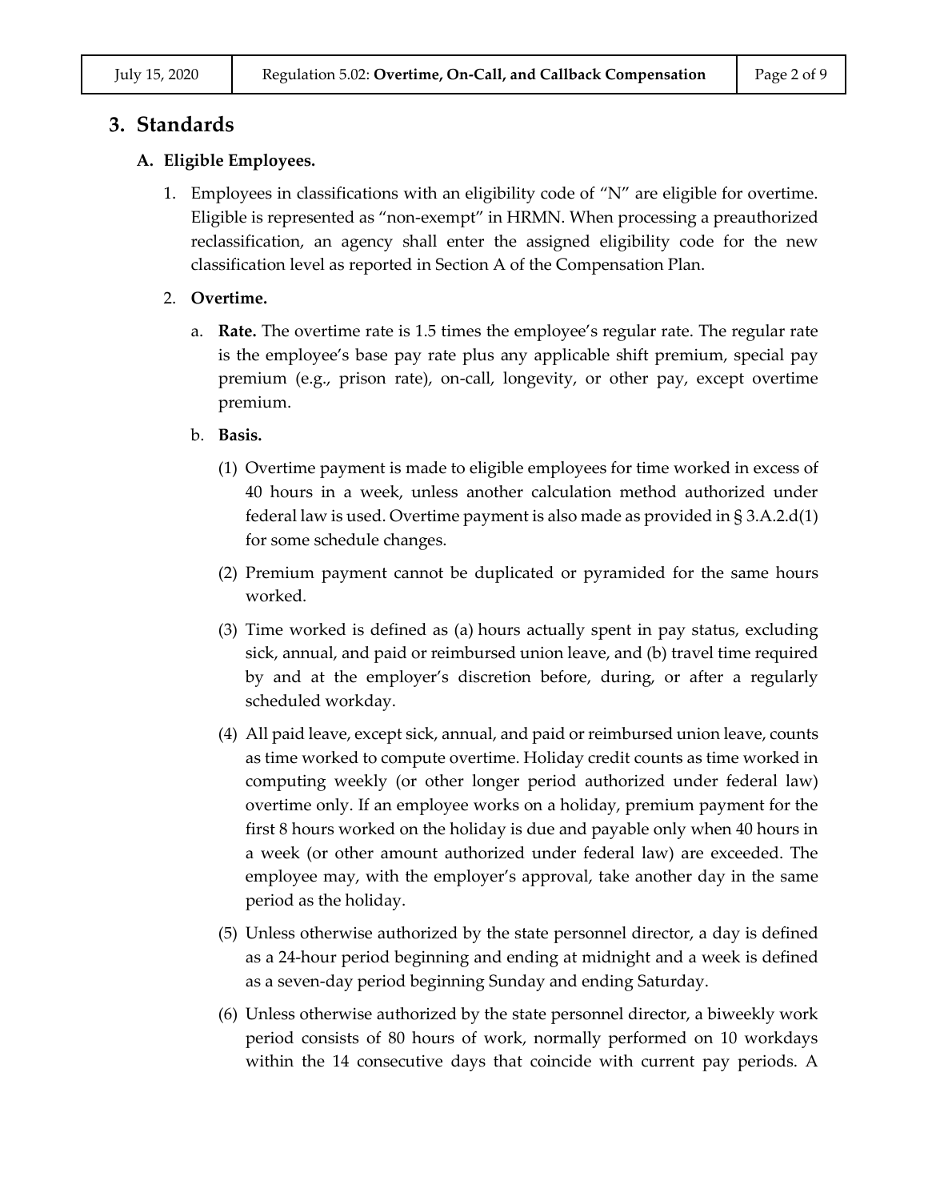## 3. Standards

### A. Eligible Employees.

1. Employees in classifications with an eligibility code of "N" are eligible for overtime. Eligible is represented as "non-exempt" in HRMN. When processing a preauthorized reclassification, an agency shall enter the assigned eligibility code for the new classification level as reported in Section A of the Compensation Plan.

2. **Overtime.**

   a. **Rate.** The overtime rate is 1.5 times the employee's regular rate. The regular rate is the employee's base pay rate plus any applicable shift premium, special pay premium (e.g., prison rate), on-call, longevity, or other pay, except overtime premium.

   b. **Basis.**

      (1) Overtime payment is made to eligible employees for time worked in excess of 40 hours in a week, unless another calculation method authorized under federal law is used. Overtime payment is also made as provided in § 3.A.2.d(1) for some schedule changes.

      (2) Premium payment cannot be duplicated or pyramided for the same hours worked.

      (3) Time worked is defined as (a) hours actually spent in pay status, excluding sick, annual, and paid or reimbursed union leave, and (b) travel time required by and at the employer's discretion before, during, or after a regularly scheduled workday.

      (4) All paid leave, except sick, annual, and paid or reimbursed union leave, counts as time worked to compute overtime. Holiday credit counts as time worked in computing weekly (or other longer period authorized under federal law) overtime only. If an employee works on a holiday, premium payment for the first 8 hours worked on the holiday is due and payable only when 40 hours in a week (or other amount authorized under federal law) are exceeded. The employee may, with the employer's approval, take another day in the same period as the holiday.

      (5) Unless otherwise authorized by the state personnel director, a day is defined as a 24-hour period beginning and ending at midnight and a week is defined as a seven-day period beginning Sunday and ending Saturday.

      (6) Unless otherwise authorized by the state personnel director, a biweekly work period consists of 80 hours of work, normally performed on 10 workdays within the 14 consecutive days that coincide with current pay periods. A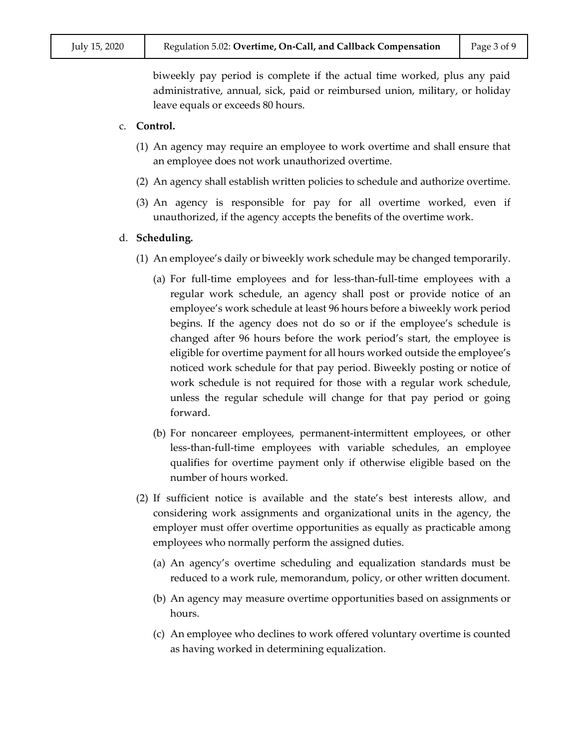biweekly pay period is complete if the actual time worked, plus any paid administrative, annual, sick, paid or reimbursed union, military, or holiday leave equals or exceeds 80 hours.

c. **Control.**

   (1) An agency may require an employee to work overtime and shall ensure that an employee does not work unauthorized overtime.

   (2) An agency shall establish written policies to schedule and authorize overtime.

   (3) An agency is responsible for pay for all overtime worked, even if unauthorized, if the agency accepts the benefits of the overtime work.

d. **Scheduling.**

   (1) An employee's daily or biweekly work schedule may be changed temporarily.

      (a) For full-time employees and for less-than-full-time employees with a regular work schedule, an agency shall post or provide notice of an employee's work schedule at least 96 hours before a biweekly work period begins. If the agency does not do so or if the employee's schedule is changed after 96 hours before the work period's start, the employee is eligible for overtime payment for all hours worked outside the employee's noticed work schedule for that pay period. Biweekly posting or notice of work schedule is not required for those with a regular work schedule, unless the regular schedule will change for that pay period or going forward.

      (b) For noncareer employees, permanent-intermittent employees, or other less-than-full-time employees with variable schedules, an employee qualifies for overtime payment only if otherwise eligible based on the number of hours worked.

   (2) If sufficient notice is available and the state's best interests allow, and considering work assignments and organizational units in the agency, the employer must offer overtime opportunities as equally as practicable among employees who normally perform the assigned duties.

      (a) An agency's overtime scheduling and equalization standards must be reduced to a work rule, memorandum, policy, or other written document.

      (b) An agency may measure overtime opportunities based on assignments or hours.

      (c) An employee who declines to work offered voluntary overtime is counted as having worked in determining equalization.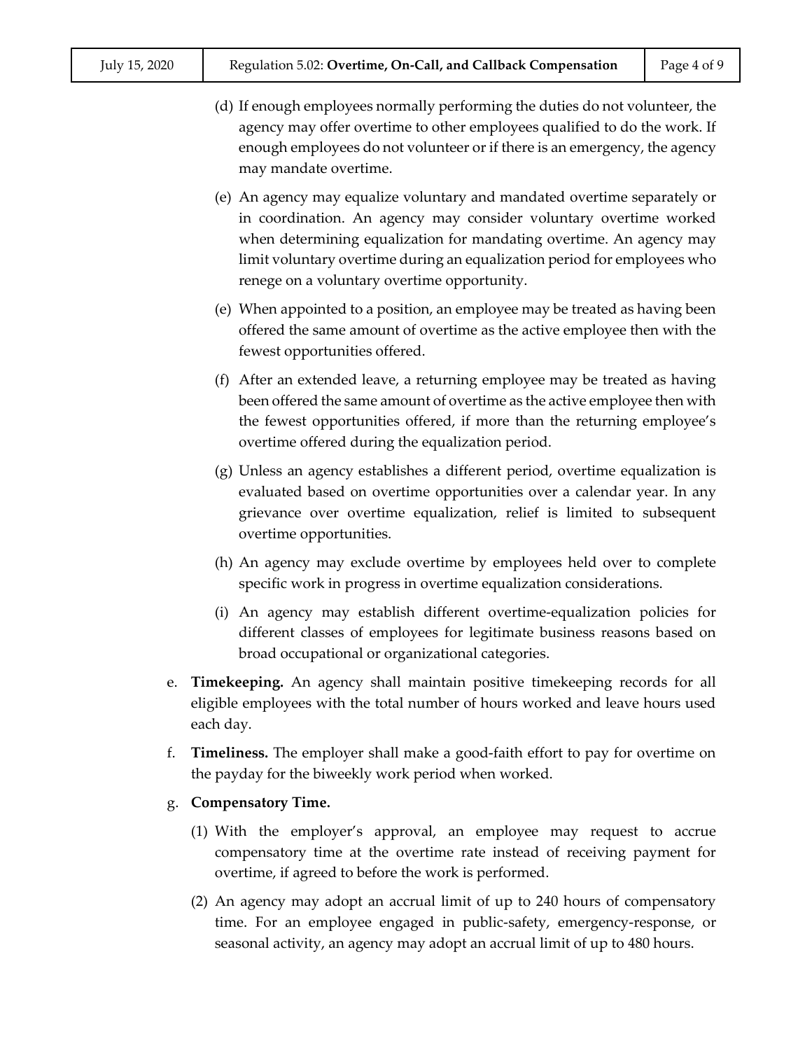(d) If enough employees normally performing the duties do not volunteer, the agency may offer overtime to other employees qualified to do the work. If enough employees do not volunteer or if there is an emergency, the agency may mandate overtime.

(e) An agency may equalize voluntary and mandated overtime separately or in coordination. An agency may consider voluntary overtime worked when determining equalization for mandating overtime. An agency may limit voluntary overtime during an equalization period for employees who renege on a voluntary overtime opportunity.

(e) When appointed to a position, an employee may be treated as having been offered the same amount of overtime as the active employee then with the fewest opportunities offered.

(f) After an extended leave, a returning employee may be treated as having been offered the same amount of overtime as the active employee then with the fewest opportunities offered, if more than the returning employee's overtime offered during the equalization period.

(g) Unless an agency establishes a different period, overtime equalization is evaluated based on overtime opportunities over a calendar year. In any grievance over overtime equalization, relief is limited to subsequent overtime opportunities.

(h) An agency may exclude overtime by employees held over to complete specific work in progress in overtime equalization considerations.

(i) An agency may establish different overtime-equalization policies for different classes of employees for legitimate business reasons based on broad occupational or organizational categories.

e. **Timekeeping.** An agency shall maintain positive timekeeping records for all eligible employees with the total number of hours worked and leave hours used each day.

f. **Timeliness.** The employer shall make a good-faith effort to pay for overtime on the payday for the biweekly work period when worked.

g. **Compensatory Time.**

(1) With the employer's approval, an employee may request to accrue compensatory time at the overtime rate instead of receiving payment for overtime, if agreed to before the work is performed.

(2) An agency may adopt an accrual limit of up to 240 hours of compensatory time. For an employee engaged in public-safety, emergency-response, or seasonal activity, an agency may adopt an accrual limit of up to 480 hours.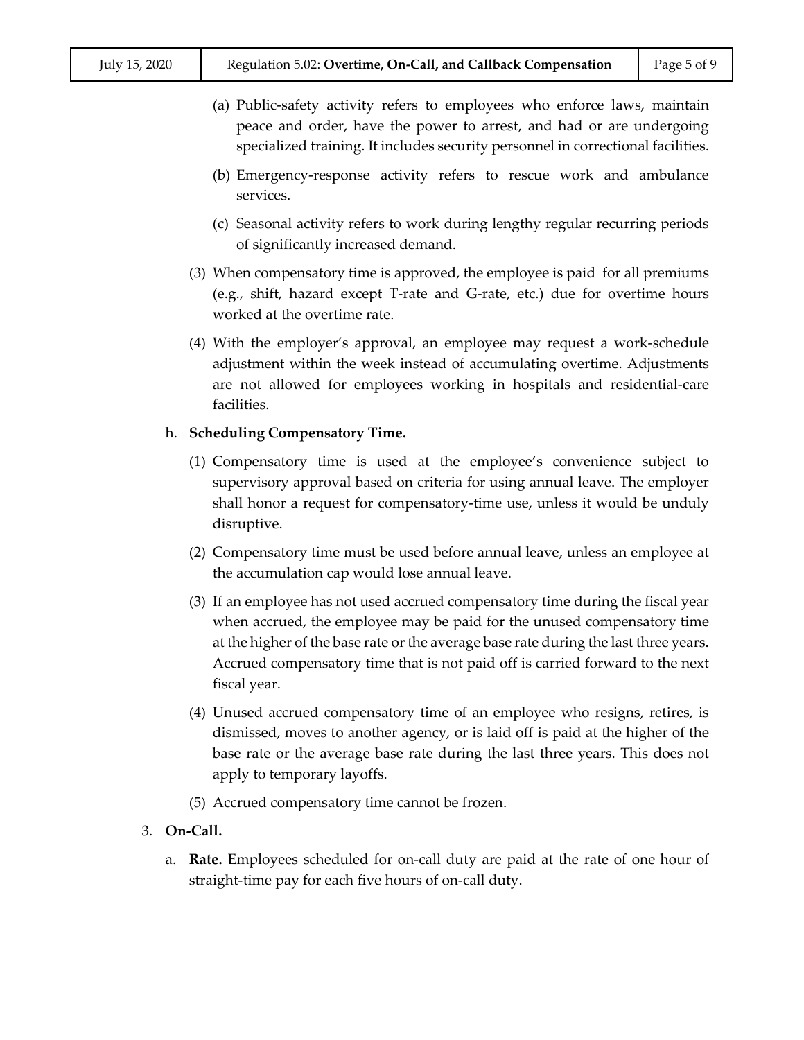(a) Public-safety activity refers to employees who enforce laws, maintain peace and order, have the power to arrest, and had or are undergoing specialized training. It includes security personnel in correctional facilities.

(b) Emergency-response activity refers to rescue work and ambulance services.

(c) Seasonal activity refers to work during lengthy regular recurring periods of significantly increased demand.

(3) When compensatory time is approved, the employee is paid for all premiums (e.g., shift, hazard except T-rate and G-rate, etc.) due for overtime hours worked at the overtime rate.

(4) With the employer's approval, an employee may request a work-schedule adjustment within the week instead of accumulating overtime. Adjustments are not allowed for employees working in hospitals and residential-care facilities.

h. **Scheduling Compensatory Time.**

(1) Compensatory time is used at the employee's convenience subject to supervisory approval based on criteria for using annual leave. The employer shall honor a request for compensatory-time use, unless it would be unduly disruptive.

(2) Compensatory time must be used before annual leave, unless an employee at the accumulation cap would lose annual leave.

(3) If an employee has not used accrued compensatory time during the fiscal year when accrued, the employee may be paid for the unused compensatory time at the higher of the base rate or the average base rate during the last three years. Accrued compensatory time that is not paid off is carried forward to the next fiscal year.

(4) Unused accrued compensatory time of an employee who resigns, retires, is dismissed, moves to another agency, or is laid off is paid at the higher of the base rate or the average base rate during the last three years. This does not apply to temporary layoffs.

(5) Accrued compensatory time cannot be frozen.

3. **On-Call.**

a. **Rate.** Employees scheduled for on-call duty are paid at the rate of one hour of straight-time pay for each five hours of on-call duty.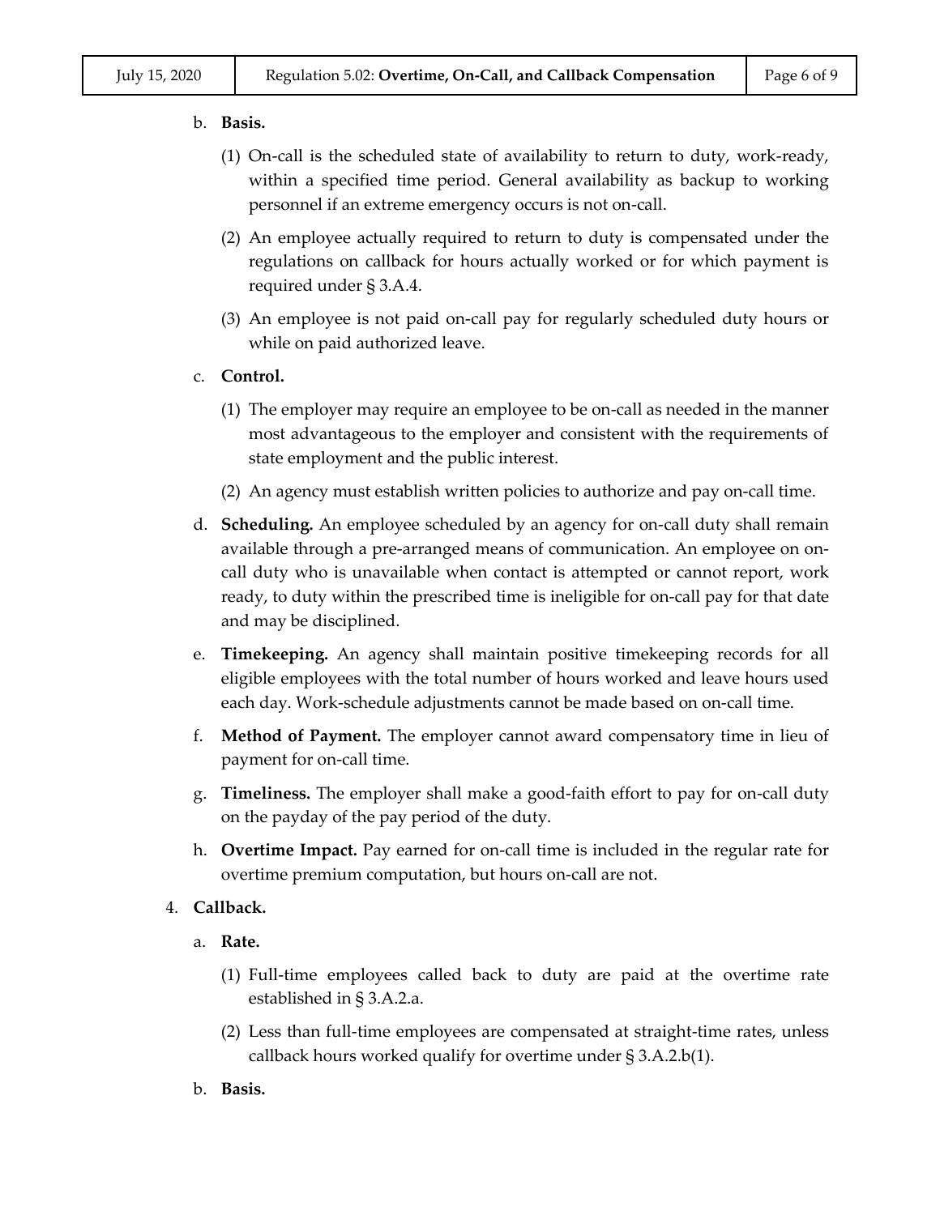b. **Basis.**

   (1) On-call is the scheduled state of availability to return to duty, work-ready, within a specified time period. General availability as backup to working personnel if an extreme emergency occurs is not on-call.

   (2) An employee actually required to return to duty is compensated under the regulations on callback for hours actually worked or for which payment is required under § 3.A.4.

   (3) An employee is not paid on-call pay for regularly scheduled duty hours or while on paid authorized leave.

c. **Control.**

   (1) The employer may require an employee to be on-call as needed in the manner most advantageous to the employer and consistent with the requirements of state employment and the public interest.

   (2) An agency must establish written policies to authorize and pay on-call time.

d. **Scheduling.** An employee scheduled by an agency for on-call duty shall remain available through a pre-arranged means of communication. An employee on on-call duty who is unavailable when contact is attempted or cannot report, work ready, to duty within the prescribed time is ineligible for on-call pay for that date and may be disciplined.

e. **Timekeeping.** An agency shall maintain positive timekeeping records for all eligible employees with the total number of hours worked and leave hours used each day. Work-schedule adjustments cannot be made based on on-call time.

f. **Method of Payment.** The employer cannot award compensatory time in lieu of payment for on-call time.

g. **Timeliness.** The employer shall make a good-faith effort to pay for on-call duty on the payday of the pay period of the duty.

h. **Overtime Impact.** Pay earned for on-call time is included in the regular rate for overtime premium computation, but hours on-call are not.

4. **Callback.**

   a. **Rate.**

      (1) Full-time employees called back to duty are paid at the overtime rate established in § 3.A.2.a.

      (2) Less than full-time employees are compensated at straight-time rates, unless callback hours worked qualify for overtime under § 3.A.2.b(1).

   b. **Basis.**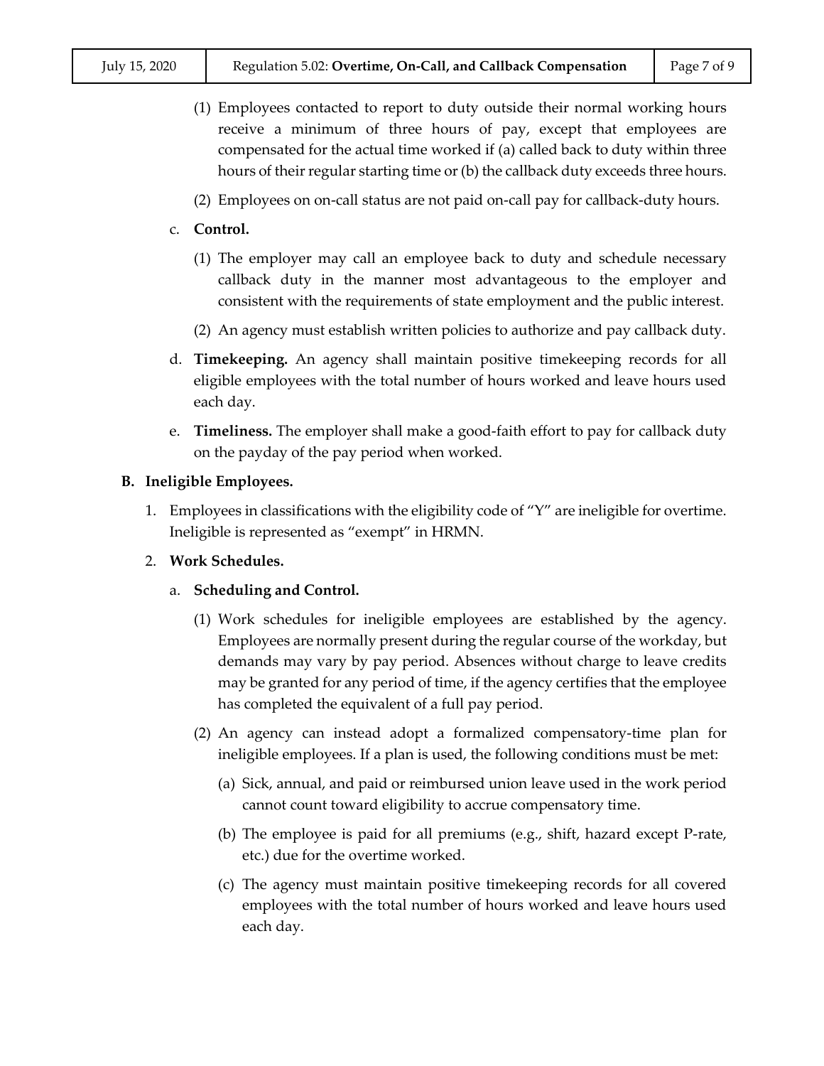(1) Employees contacted to report to duty outside their normal working hours receive a minimum of three hours of pay, except that employees are compensated for the actual time worked if (a) called back to duty within three hours of their regular starting time or (b) the callback duty exceeds three hours.

(2) Employees on on-call status are not paid on-call pay for callback-duty hours.

c. **Control.**

(1) The employer may call an employee back to duty and schedule necessary callback duty in the manner most advantageous to the employer and consistent with the requirements of state employment and the public interest.

(2) An agency must establish written policies to authorize and pay callback duty.

d. **Timekeeping.** An agency shall maintain positive timekeeping records for all eligible employees with the total number of hours worked and leave hours used each day.

e. **Timeliness.** The employer shall make a good-faith effort to pay for callback duty on the payday of the pay period when worked.

**B. Ineligible Employees.**

1. Employees in classifications with the eligibility code of "Y" are ineligible for overtime. Ineligible is represented as "exempt" in HRMN.

2. **Work Schedules.**

a. **Scheduling and Control.**

(1) Work schedules for ineligible employees are established by the agency. Employees are normally present during the regular course of the workday, but demands may vary by pay period. Absences without charge to leave credits may be granted for any period of time, if the agency certifies that the employee has completed the equivalent of a full pay period.

(2) An agency can instead adopt a formalized compensatory-time plan for ineligible employees. If a plan is used, the following conditions must be met:

(a) Sick, annual, and paid or reimbursed union leave used in the work period cannot count toward eligibility to accrue compensatory time.

(b) The employee is paid for all premiums (e.g., shift, hazard except P-rate, etc.) due for the overtime worked.

(c) The agency must maintain positive timekeeping records for all covered employees with the total number of hours worked and leave hours used each day.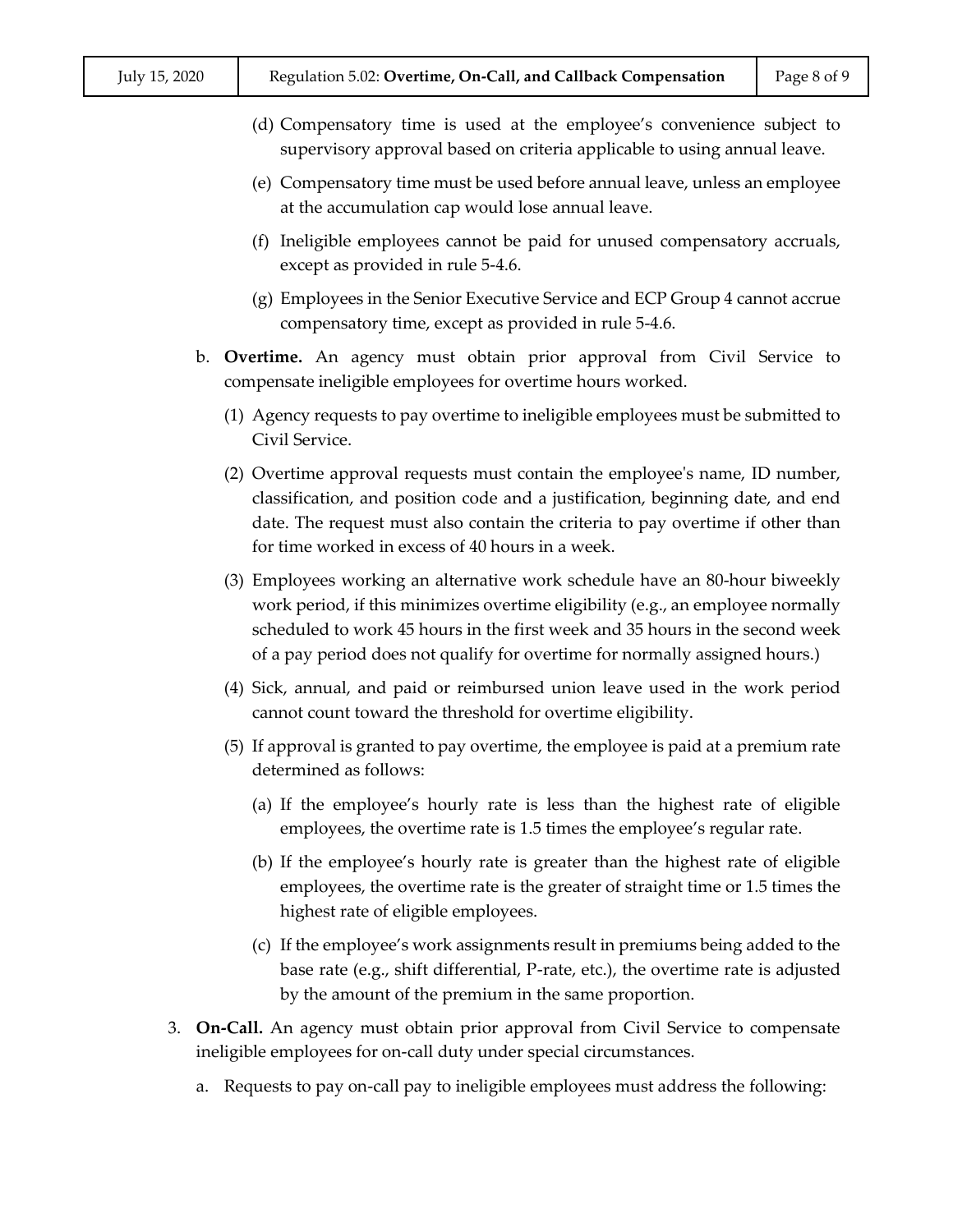(d) Compensatory time is used at the employee's convenience subject to supervisory approval based on criteria applicable to using annual leave.

(e) Compensatory time must be used before annual leave, unless an employee at the accumulation cap would lose annual leave.

(f) Ineligible employees cannot be paid for unused compensatory accruals, except as provided in rule 5-4.6.

(g) Employees in the Senior Executive Service and ECP Group 4 cannot accrue compensatory time, except as provided in rule 5-4.6.

b. **Overtime.** An agency must obtain prior approval from Civil Service to compensate ineligible employees for overtime hours worked.

(1) Agency requests to pay overtime to ineligible employees must be submitted to Civil Service.

(2) Overtime approval requests must contain the employee's name, ID number, classification, and position code and a justification, beginning date, and end date. The request must also contain the criteria to pay overtime if other than for time worked in excess of 40 hours in a week.

(3) Employees working an alternative work schedule have an 80-hour biweekly work period, if this minimizes overtime eligibility (e.g., an employee normally scheduled to work 45 hours in the first week and 35 hours in the second week of a pay period does not qualify for overtime for normally assigned hours.)

(4) Sick, annual, and paid or reimbursed union leave used in the work period cannot count toward the threshold for overtime eligibility.

(5) If approval is granted to pay overtime, the employee is paid at a premium rate determined as follows:

(a) If the employee's hourly rate is less than the highest rate of eligible employees, the overtime rate is 1.5 times the employee's regular rate.

(b) If the employee's hourly rate is greater than the highest rate of eligible employees, the overtime rate is the greater of straight time or 1.5 times the highest rate of eligible employees.

(c) If the employee's work assignments result in premiums being added to the base rate (e.g., shift differential, P-rate, etc.), the overtime rate is adjusted by the amount of the premium in the same proportion.

3. **On-Call.** An agency must obtain prior approval from Civil Service to compensate ineligible employees for on-call duty under special circumstances.

a. Requests to pay on-call pay to ineligible employees must address the following: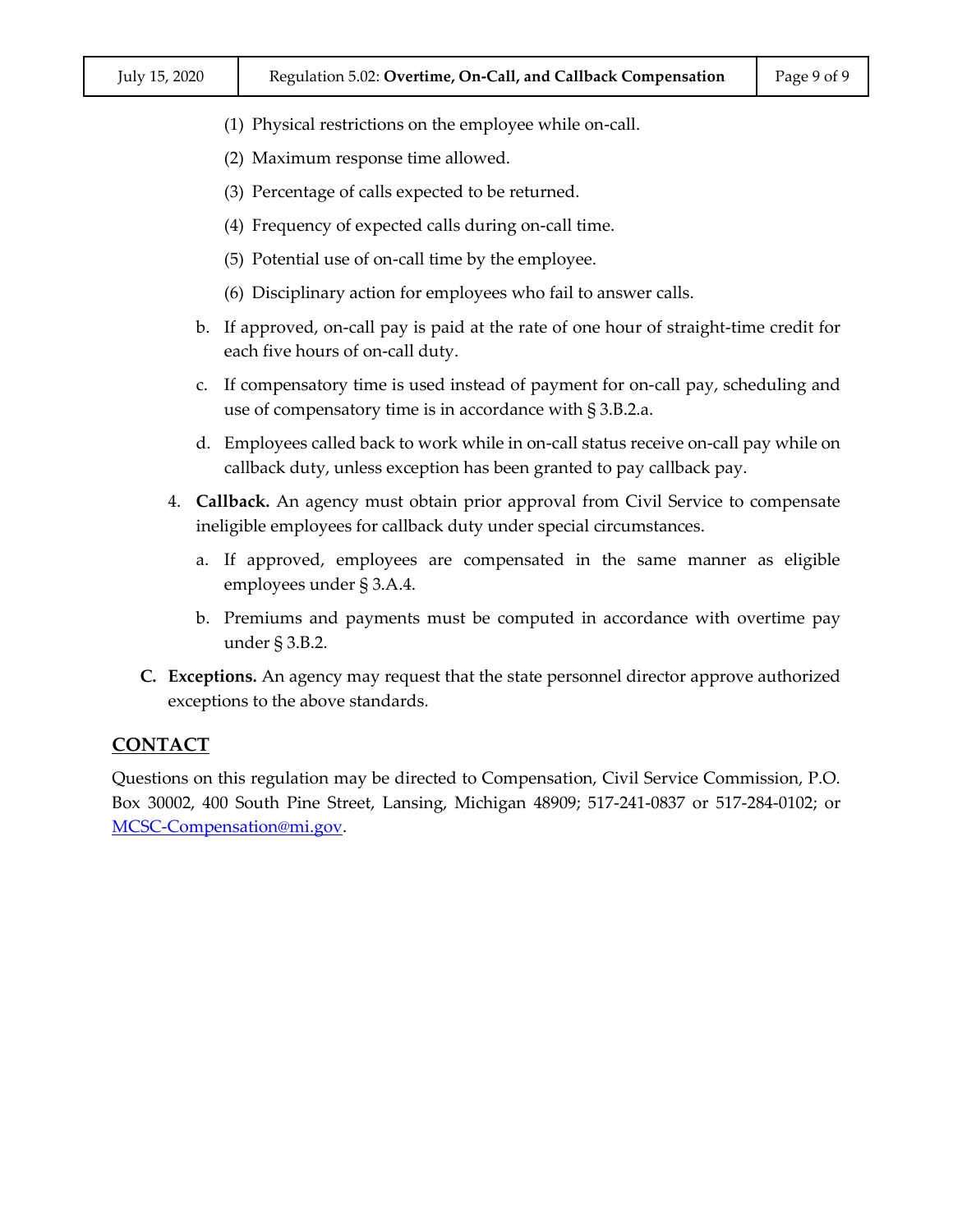(1) Physical restrictions on the employee while on-call.

(2) Maximum response time allowed.

(3) Percentage of calls expected to be returned.

(4) Frequency of expected calls during on-call time.

(5) Potential use of on-call time by the employee.

(6) Disciplinary action for employees who fail to answer calls.

b. If approved, on-call pay is paid at the rate of one hour of straight-time credit for each five hours of on-call duty.

c. If compensatory time is used instead of payment for on-call pay, scheduling and use of compensatory time is in accordance with § 3.B.2.a.

d. Employees called back to work while in on-call status receive on-call pay while on callback duty, unless exception has been granted to pay callback pay.

4. **Callback.** An agency must obtain prior approval from Civil Service to compensate ineligible employees for callback duty under special circumstances.

   a. If approved, employees are compensated in the same manner as eligible employees under § 3.A.4.

   b. Premiums and payments must be computed in accordance with overtime pay under § 3.B.2.

**C. Exceptions.** An agency may request that the state personnel director approve authorized exceptions to the above standards.

## CONTACT

Questions on this regulation may be directed to Compensation, Civil Service Commission, P.O. Box 30002, 400 South Pine Street, Lansing, Michigan 48909; 517-241-0837 or 517-284-0102; or MCSC-Compensation@mi.gov.